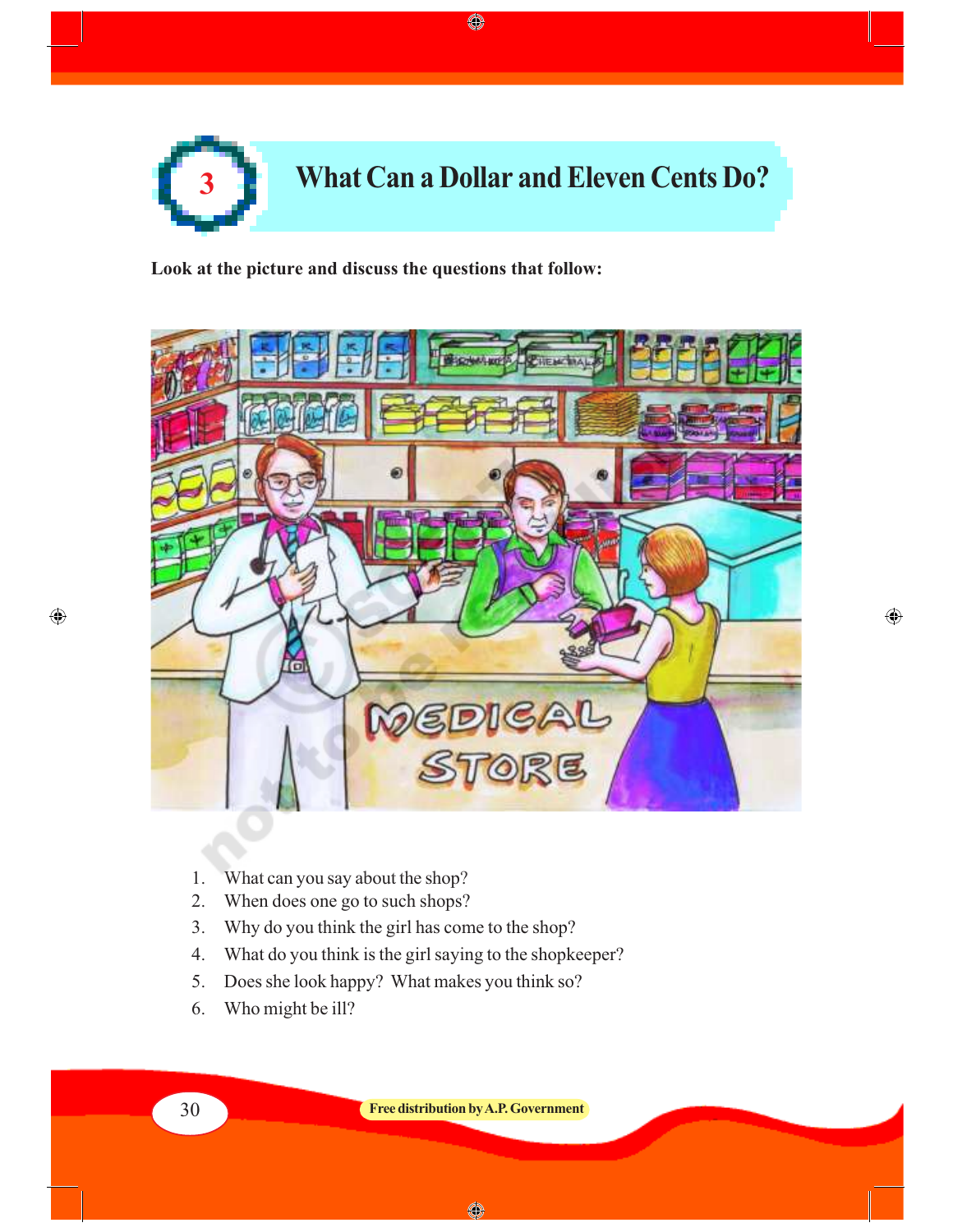# 3 What Can a Dollar and Eleven Cents Do?

**Look at the picture and discuss the questions that follow:**

1. What can you say about the shop?
2. When does one go to such shops?
3. Why do you think the girl has come to the shop?
4. What do you think is the girl saying to the shopkeeper?
5. Does she look happy? What makes you think so?
6. Who might be ill?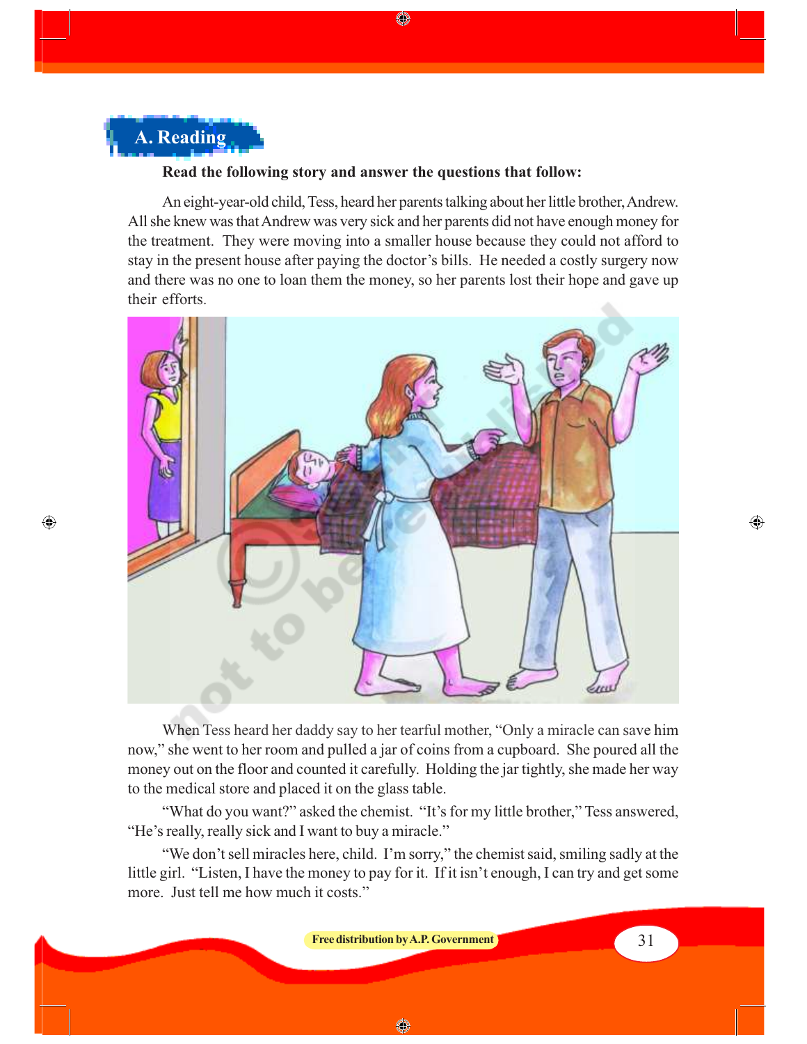## A. Reading

**Read the following story and answer the questions that follow:**

An eight-year-old child, Tess, heard her parents talking about her little brother, Andrew. All she knew was that Andrew was very sick and her parents did not have enough money for the treatment. They were moving into a smaller house because they could not afford to stay in the present house after paying the doctor's bills. He needed a costly surgery now and there was no one to loan them the money, so her parents lost their hope and gave up their efforts.

When Tess heard her daddy say to her tearful mother, "Only a miracle can save him now," she went to her room and pulled a jar of coins from a cupboard. She poured all the money out on the floor and counted it carefully. Holding the jar tightly, she made her way to the medical store and placed it on the glass table.

"What do you want?" asked the chemist. "It's for my little brother," Tess answered, "He's really, really sick and I want to buy a miracle."

"We don't sell miracles here, child. I'm sorry," the chemist said, smiling sadly at the little girl. "Listen, I have the money to pay for it. If it isn't enough, I can try and get some more. Just tell me how much it costs."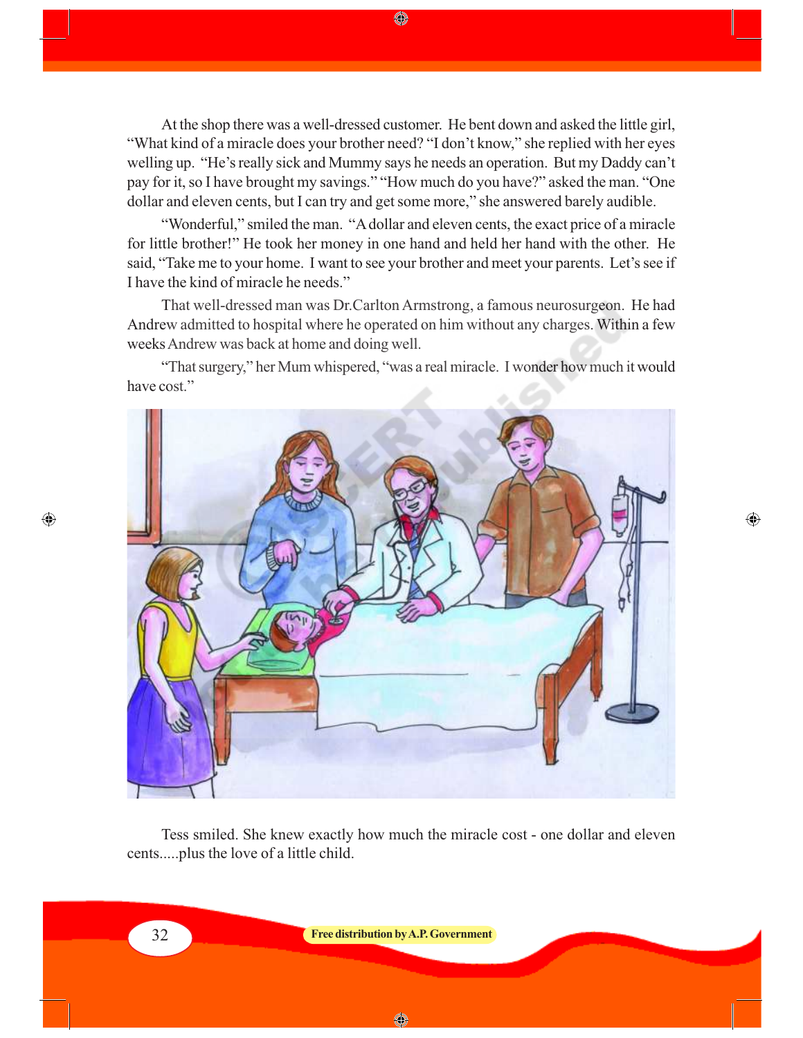At the shop there was a well-dressed customer. He bent down and asked the little girl, "What kind of a miracle does your brother need? "I don't know," she replied with her eyes welling up. "He's really sick and Mummy says he needs an operation. But my Daddy can't pay for it, so I have brought my savings." "How much do you have?" asked the man. "One dollar and eleven cents, but I can try and get some more," she answered barely audible.

"Wonderful," smiled the man. "A dollar and eleven cents, the exact price of a miracle for little brother!" He took her money in one hand and held her hand with the other. He said, "Take me to your home. I want to see your brother and meet your parents. Let's see if I have the kind of miracle he needs."

That well-dressed man was Dr.Carlton Armstrong, a famous neurosurgeon. He had Andrew admitted to hospital where he operated on him without any charges. Within a few weeks Andrew was back at home and doing well.

"That surgery," her Mum whispered, "was a real miracle. I wonder how much it would have cost."

Tess smiled. She knew exactly how much the miracle cost - one dollar and eleven cents.....plus the love of a little child.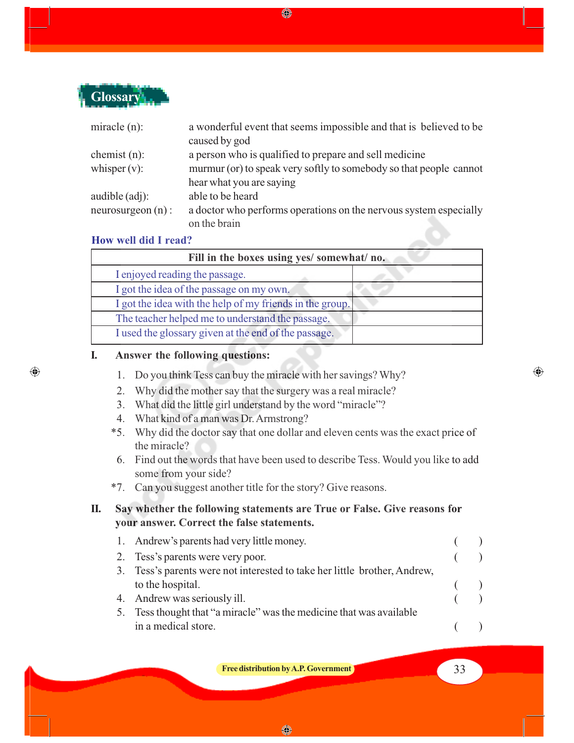## Glossary

miracle (n): a wonderful event that seems impossible and that is believed to be caused by god

chemist (n): a person who is qualified to prepare and sell medicine

whisper (v): murmur (or) to speak very softly to somebody so that people cannot hear what you are saying

audible (adj): able to be heard

neurosurgeon (n) : a doctor who performs operations on the nervous system especially on the brain

### How well did I read?

| Fill in the boxes using yes/ somewhat/ no. | |
|---|---|
| I enjoyed reading the passage. | |
| I got the idea of the passage on my own. | |
| I got the idea with the help of my friends in the group. | |
| The teacher helped me to understand the passage. | |
| I used the glossary given at the end of the passage. | |

**I. Answer the following questions:**

1. Do you think Tess can buy the miracle with her savings? Why?
2. Why did the mother say that the surgery was a real miracle?
3. What did the little girl understand by the word "miracle"?
4. What kind of a man was Dr. Armstrong?

*5. Why did the doctor say that one dollar and eleven cents was the exact price of the miracle?

6. Find out the words that have been used to describe Tess. Would you like to add some from your side?

*7. Can you suggest another title for the story? Give reasons.

**II. Say whether the following statements are True or False. Give reasons for your answer. Correct the false statements.**

1. Andrew's parents had very little money. ( )
2. Tess's parents were very poor. ( )
3. Tess's parents were not interested to take her little brother, Andrew, to the hospital. ( )
4. Andrew was seriously ill. ( )
5. Tess thought that "a miracle" was the medicine that was available in a medical store. ( )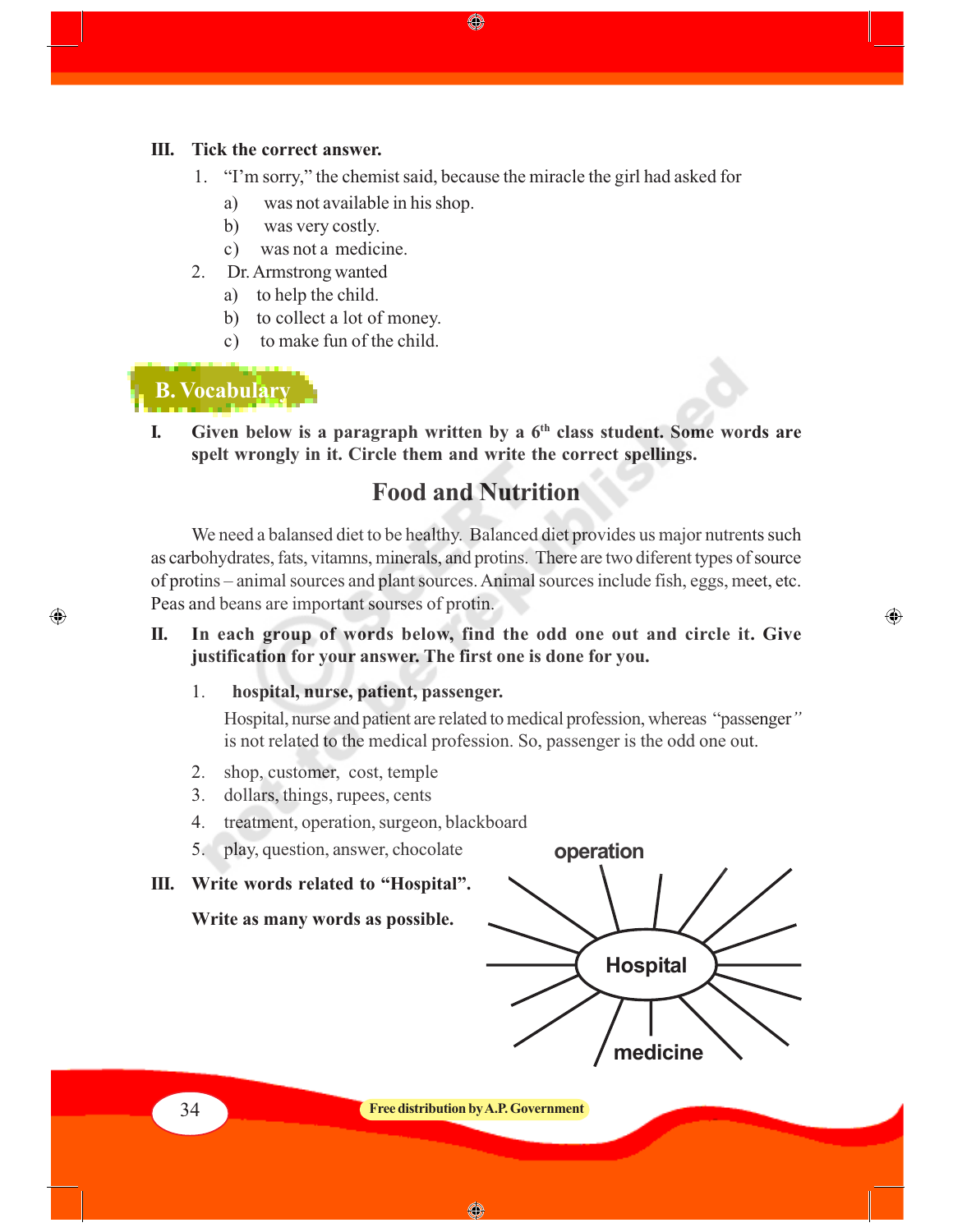**III. Tick the correct answer.**

1. "I'm sorry," the chemist said, because the miracle the girl had asked for
   a) was not available in his shop.
   b) was very costly.
   c) was not a medicine.
2. Dr. Armstrong wanted
   a) to help the child.
   b) to collect a lot of money.
   c) to make fun of the child.

## B. Vocabulary

**I. Given below is a paragraph written by a 6th class student. Some words are spelt wrongly in it. Circle them and write the correct spellings.**

### Food and Nutrition

We need a balansed diet to be healthy. Balanced diet provides us major nutrents such as carbohydrates, fats, vitamns, minerals, and protins. There are two diferent types of source of protins – animal sources and plant sources. Animal sources include fish, eggs, meet, etc. Peas and beans are important sourses of protin.

**II. In each group of words below, find the odd one out and circle it. Give justification for your answer. The first one is done for you.**

1. **hospital, nurse, patient, passenger.**
   Hospital, nurse and patient are related to medical profession, whereas "passenger" is not related to the medical profession. So, passenger is the odd one out.
2. shop, customer, cost, temple
3. dollars, things, rupees, cents
4. treatment, operation, surgeon, blackboard
5. play, question, answer, chocolate

**III. Write words related to "Hospital".**

**Write as many words as possible.**

Hospital: operation, medicine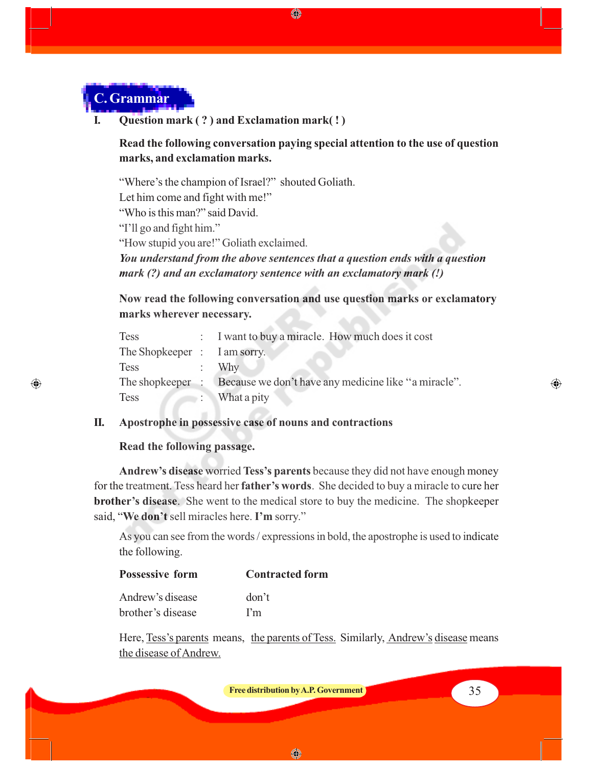## C. Grammar

**I. Question mark ( ? ) and Exclamation mark( ! )**

**Read the following conversation paying special attention to the use of question marks, and exclamation marks.**

"Where's the champion of Israel?" shouted Goliath.
Let him come and fight with me!"
"Who is this man?" said David.
"I'll go and fight him."
"How stupid you are!" Goliath exclaimed.

***You understand from the above sentences that a question ends with a question mark (?) and an exclamatory sentence with an exclamatory mark (!)***

**Now read the following conversation and use question marks or exclamatory marks wherever necessary.**

| | | |
|---|---|---|
| Tess | : | I want to buy a miracle. How much does it cost |
| The Shopkeeper | : | I am sorry. |
| Tess | : | Why |
| The shopkeeper | : | Because we don't have any medicine like "a miracle". |
| Tess | : | What a pity |

**II. Apostrophe in possessive case of nouns and contractions**

**Read the following passage.**

**Andrew's disease** worried **Tess's parents** because they did not have enough money for the treatment. Tess heard her **father's words**. She decided to buy a miracle to cure her **brother's disease**. She went to the medical store to buy the medicine. The shopkeeper said, "**We don't** sell miracles here. **I'm** sorry."

As you can see from the words / expressions in bold, the apostrophe is used to indicate the following.

| **Possessive form** | **Contracted form** |
|---|---|
| Andrew's disease | don't |
| brother's disease | I'm |

Here, Tess's parents means, the parents of Tess. Similarly, Andrew's disease means the disease of Andrew.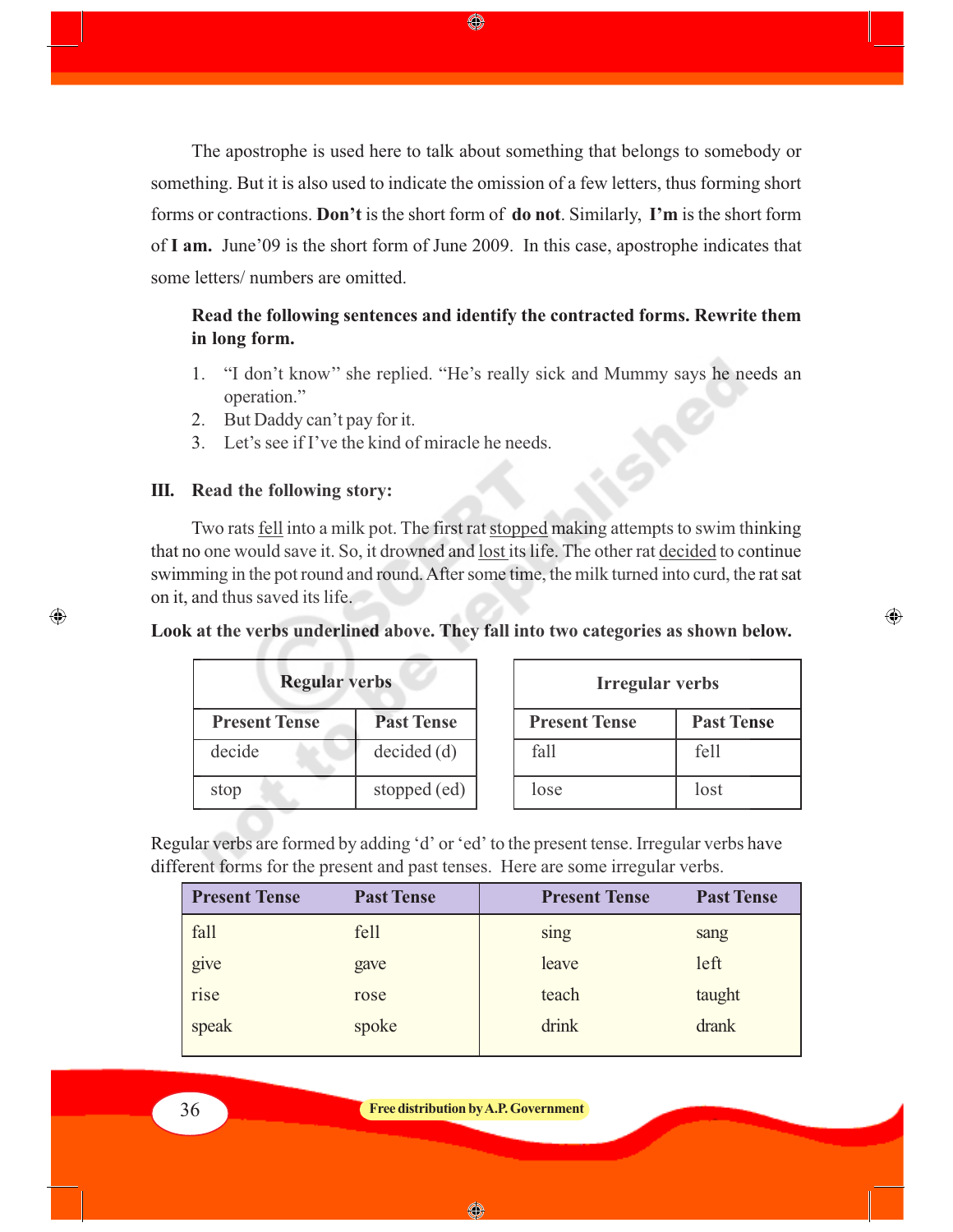The apostrophe is used here to talk about something that belongs to somebody or something. But it is also used to indicate the omission of a few letters, thus forming short forms or contractions. **Don't** is the short form of **do not**. Similarly, **I'm** is the short form of **I am.** June'09 is the short form of June 2009. In this case, apostrophe indicates that some letters/ numbers are omitted.

**Read the following sentences and identify the contracted forms. Rewrite them in long form.**

1. "I don't know" she replied. "He's really sick and Mummy says he needs an operation."
2. But Daddy can't pay for it.
3. Let's see if I've the kind of miracle he needs.

## III. Read the following story:

Two rats <u>fell</u> into a milk pot. The first rat <u>stopped</u> making attempts to swim thinking that no one would save it. So, it drowned and <u>lost</u> its life. The other rat <u>decided</u> to continue swimming in the pot round and round. After some time, the milk turned into curd, the rat sat on it, and thus saved its life.

**Look at the verbs underlined above. They fall into two categories as shown below.**

| Regular verbs | |
|---|---|
| **Present Tense** | **Past Tense** |
| decide | decided (d) |
| stop | stopped (ed) |

| Irregular verbs | |
|---|---|
| **Present Tense** | **Past Tense** |
| fall | fell |
| lose | lost |

Regular verbs are formed by adding 'd' or 'ed' to the present tense. Irregular verbs have different forms for the present and past tenses. Here are some irregular verbs.

| Present Tense | Past Tense | Present Tense | Past Tense |
|---|---|---|---|
| fall | fell | sing | sang |
| give | gave | leave | left |
| rise | rose | teach | taught |
| speak | spoke | drink | drank |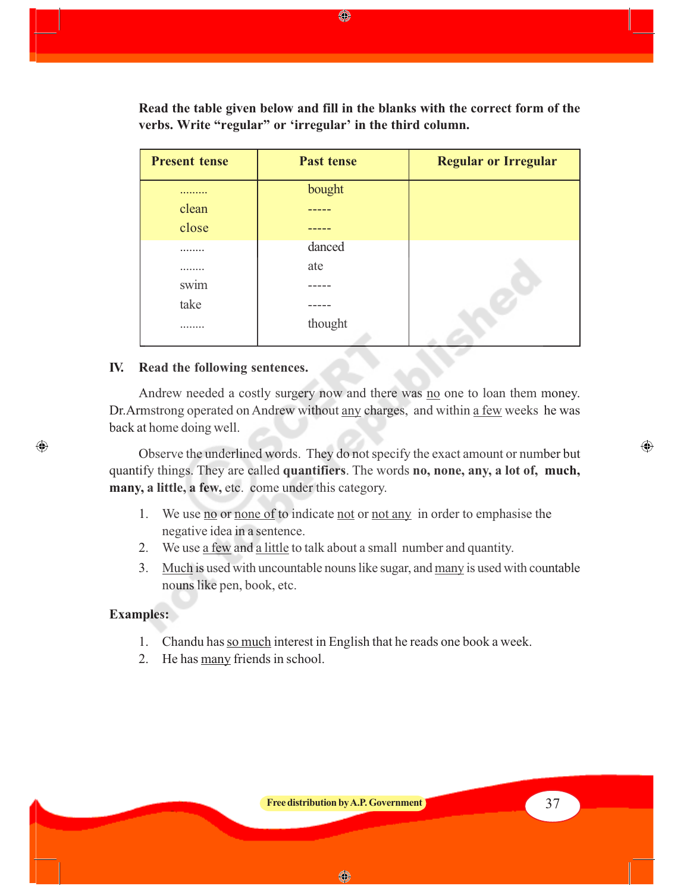**Read the table given below and fill in the blanks with the correct form of the verbs. Write "regular" or 'irregular' in the third column.**

| Present tense | Past tense | Regular or Irregular |
|---|---|---|
| ......... | bought | |
| clean | ----- | |
| close | ----- | |
| ........ | danced | |
| ........ | ate | |
| swim | ----- | |
| take | ----- | |
| ........ | thought | |

## IV. Read the following sentences.

Andrew needed a costly surgery now and there was no one to loan them money. Dr.Armstrong operated on Andrew without any charges, and within a few weeks he was back at home doing well.

Observe the underlined words. They do not specify the exact amount or number but quantify things. They are called **quantifiers**. The words **no, none, any, a lot of, much, many, a little, a few,** etc. come under this category.

1. We use no or none of to indicate not or not any in order to emphasise the negative idea in a sentence.
2. We use a few and a little to talk about a small number and quantity.
3. Much is used with uncountable nouns like sugar, and many is used with countable nouns like pen, book, etc.

**Examples:**

1. Chandu has so much interest in English that he reads one book a week.
2. He has many friends in school.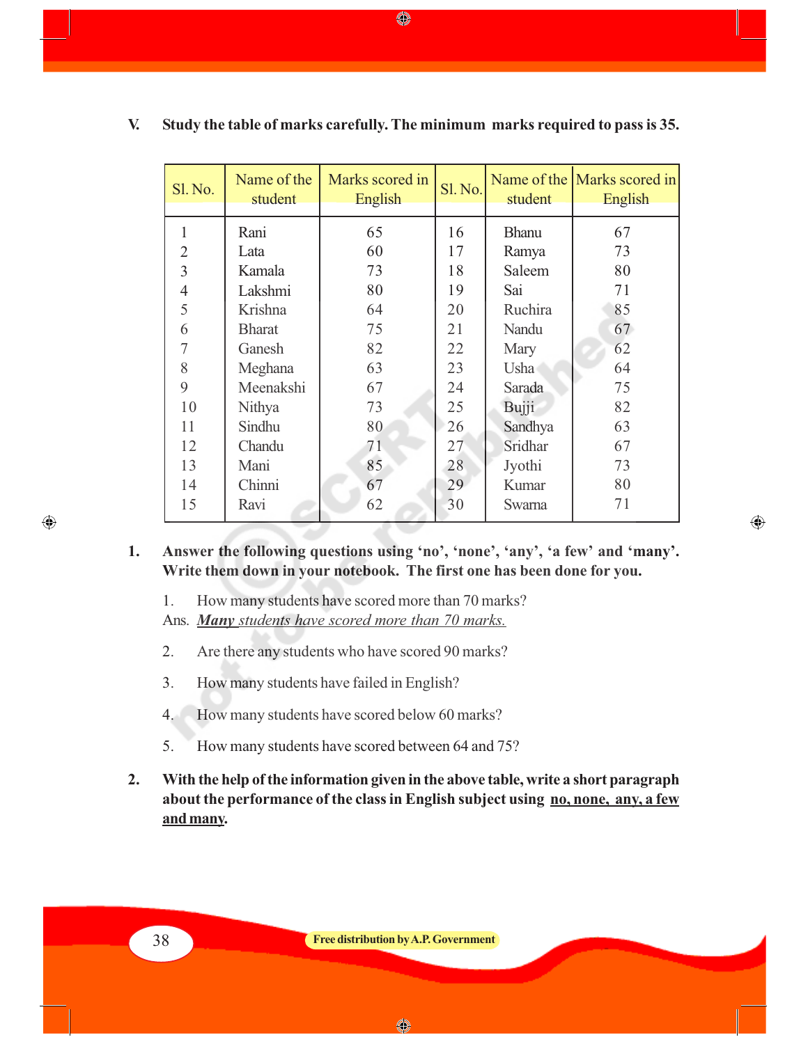**V. Study the table of marks carefully. The minimum marks required to pass is 35.**

| Sl. No. | Name of the student | Marks scored in English | Sl. No. | Name of the student | Marks scored in English |
|---|---|---|---|---|---|
| 1 | Rani | 65 | 16 | Bhanu | 67 |
| 2 | Lata | 60 | 17 | Ramya | 73 |
| 3 | Kamala | 73 | 18 | Saleem | 80 |
| 4 | Lakshmi | 80 | 19 | Sai | 71 |
| 5 | Krishna | 64 | 20 | Ruchira | 85 |
| 6 | Bharat | 75 | 21 | Nandu | 67 |
| 7 | Ganesh | 82 | 22 | Mary | 62 |
| 8 | Meghana | 63 | 23 | Usha | 64 |
| 9 | Meenakshi | 67 | 24 | Sarada | 75 |
| 10 | Nithya | 73 | 25 | Bujji | 82 |
| 11 | Sindhu | 80 | 26 | Sandhya | 63 |
| 12 | Chandu | 71 | 27 | Sridhar | 67 |
| 13 | Mani | 85 | 28 | Jyothi | 73 |
| 14 | Chinni | 67 | 29 | Kumar | 80 |
| 15 | Ravi | 62 | 30 | Swarna | 71 |

**1. Answer the following questions using 'no', 'none', 'any', 'a few' and 'many'. Write them down in your notebook. The first one has been done for you.**

1. How many students have scored more than 70 marks?

Ans. ***Many** students have scored more than 70 marks.*

2. Are there any students who have scored 90 marks?

3. How many students have failed in English?

4. How many students have scored below 60 marks?

5. How many students have scored between 64 and 75?

**2. With the help of the information given in the above table, write a short paragraph about the performance of the class in English subject using no, none, any, a few and many.**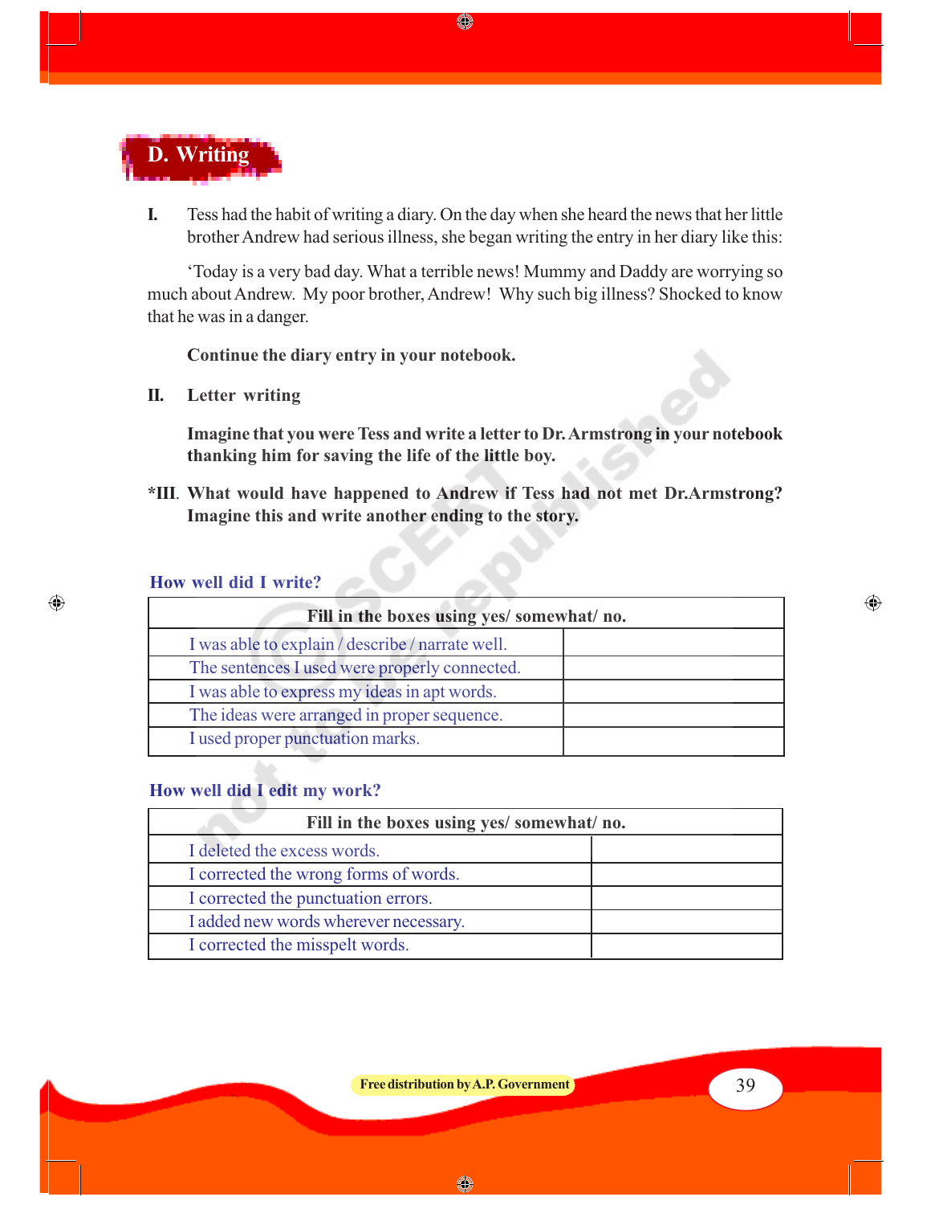## D. Writing

**I.** Tess had the habit of writing a diary. On the day when she heard the news that her little brother Andrew had serious illness, she began writing the entry in her diary like this:

'Today is a very bad day. What a terrible news! Mummy and Daddy are worrying so much about Andrew. My poor brother, Andrew! Why such big illness? Shocked to know that he was in a danger.

**Continue the diary entry in your notebook.**

**II. Letter writing**

**Imagine that you were Tess and write a letter to Dr. Armstrong in your notebook thanking him for saving the life of the little boy.**

**\*III. What would have happened to Andrew if Tess had not met Dr.Armstrong? Imagine this and write another ending to the story.**

### How well did I write?

| Fill in the boxes using yes/ somewhat/ no. | |
|---|---|
| I was able to explain / describe / narrate well. | |
| The sentences I used were properly connected. | |
| I was able to express my ideas in apt words. | |
| The ideas were arranged in proper sequence. | |
| I used proper punctuation marks. | |

### How well did I edit my work?

| Fill in the boxes using yes/ somewhat/ no. | |
|---|---|
| I deleted the excess words. | |
| I corrected the wrong forms of words. | |
| I corrected the punctuation errors. | |
| I added new words wherever necessary. | |
| I corrected the misspelt words. | |

Free distribution by A.P. Government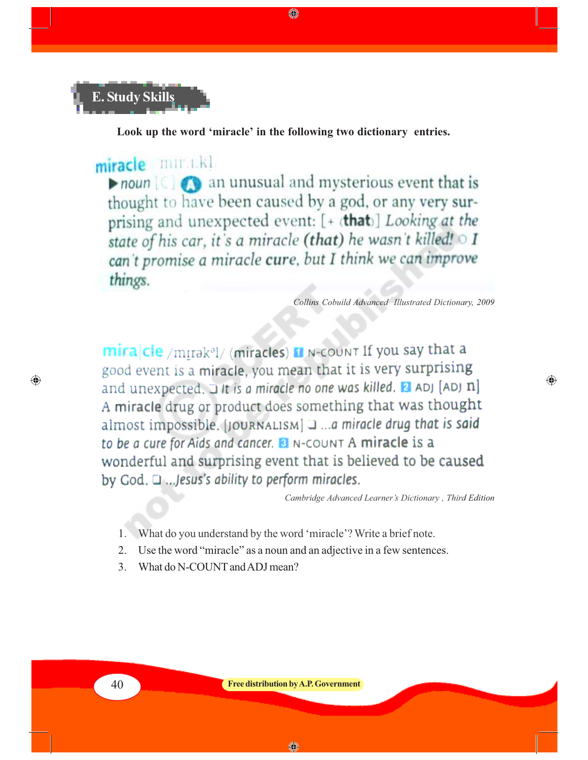## E. Study Skills

**Look up the word 'miracle' in the following two dictionary entries.**

**miracle** /ˈmɪr.ɪ.kl/
▶ *noun* [C] **A** an unusual and mysterious event that is thought to have been caused by a god, or any very surprising and unexpected event: [+ (**that**)] *Looking at the state of his car, it's a miracle* (***that***) *he wasn't killed!* ○ *I can't promise a miracle* ***cure****, but I think we can improve things.*

*Collins Cobuild Advanced Illustrated Dictionary, 2009*

**mira|cle** /mɪrəkəl/ (**miracles**) **1** N-COUNT If you say that a good event is a **miracle**, you mean that it is very surprising and unexpected. ❑ *It is a miracle no one was killed.* **2** ADJ [ADJ n] A **miracle** drug or product does something that was thought almost impossible. [JOURNALISM] ❑ *...a miracle drug that is said to be a cure for Aids and cancer.* **3** N-COUNT A **miracle** is a wonderful and surprising event that is believed to be caused by God. ❑ *...Jesus's ability to perform miracles.*

*Cambridge Advanced Learner's Dictionary , Third Edition*

1. What do you understand by the word 'miracle'? Write a brief note.
2. Use the word "miracle" as a noun and an adjective in a few sentences.
3. What do N-COUNT and ADJ mean?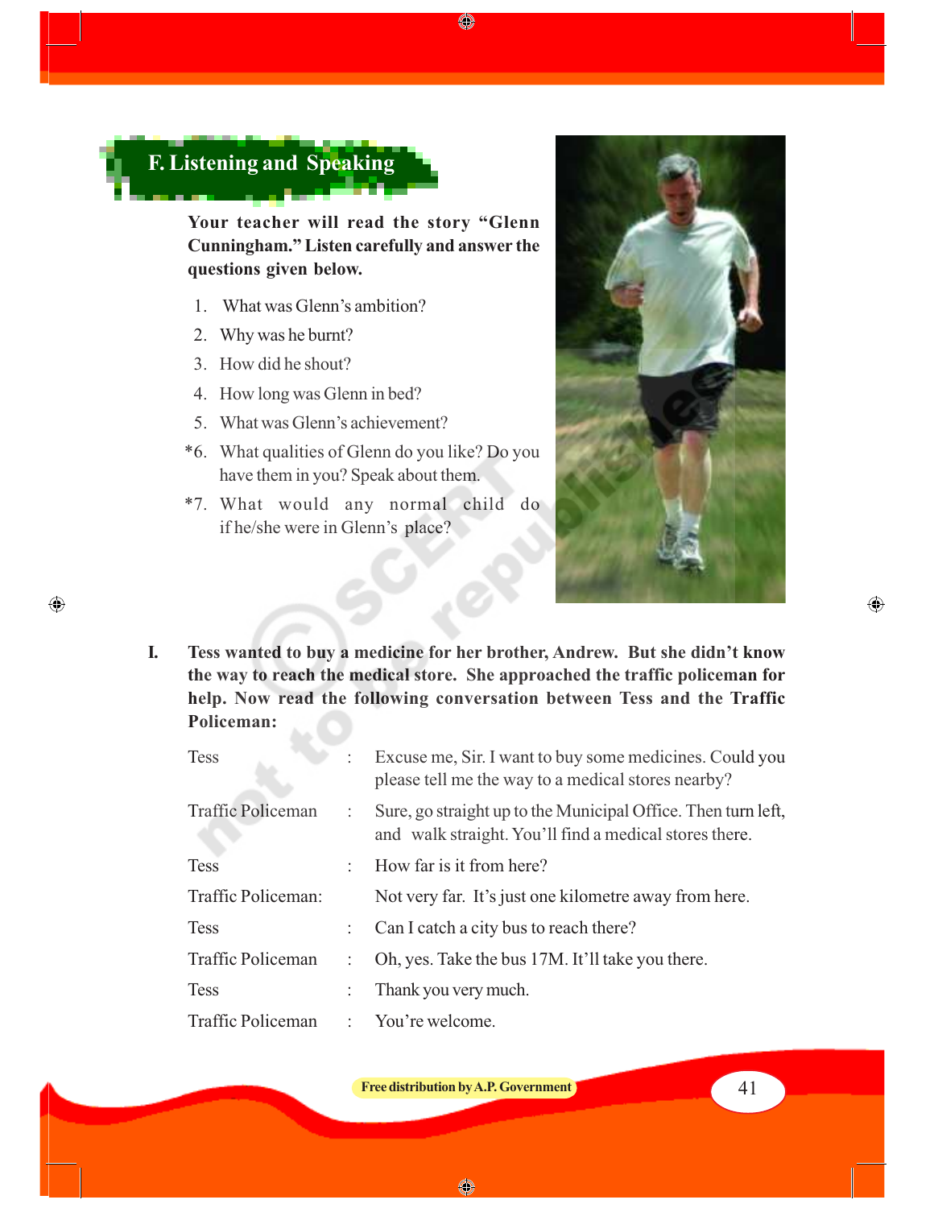## F. Listening and Speaking

**Your teacher will read the story "Glenn Cunningham." Listen carefully and answer the questions given below.**

1. What was Glenn's ambition?
2. Why was he burnt?
3. How did he shout?
4. How long was Glenn in bed?
5. What was Glenn's achievement?

*6. What qualities of Glenn do you like? Do you have them in you? Speak about them.

*7. What would any normal child do if he/she were in Glenn's place?

**I. Tess wanted to buy a medicine for her brother, Andrew. But she didn't know the way to reach the medical store. She approached the traffic policeman for help. Now read the following conversation between Tess and the Traffic Policeman:**

| | | |
|---|---|---|
| Tess | : | Excuse me, Sir. I want to buy some medicines. Could you please tell me the way to a medical stores nearby? |
| Traffic Policeman | : | Sure, go straight up to the Municipal Office. Then turn left, and walk straight. You'll find a medical stores there. |
| Tess | : | How far is it from here? |
| Traffic Policeman: | | Not very far. It's just one kilometre away from here. |
| Tess | : | Can I catch a city bus to reach there? |
| Traffic Policeman | : | Oh, yes. Take the bus 17M. It'll take you there. |
| Tess | : | Thank you very much. |
| Traffic Policeman | : | You're welcome. |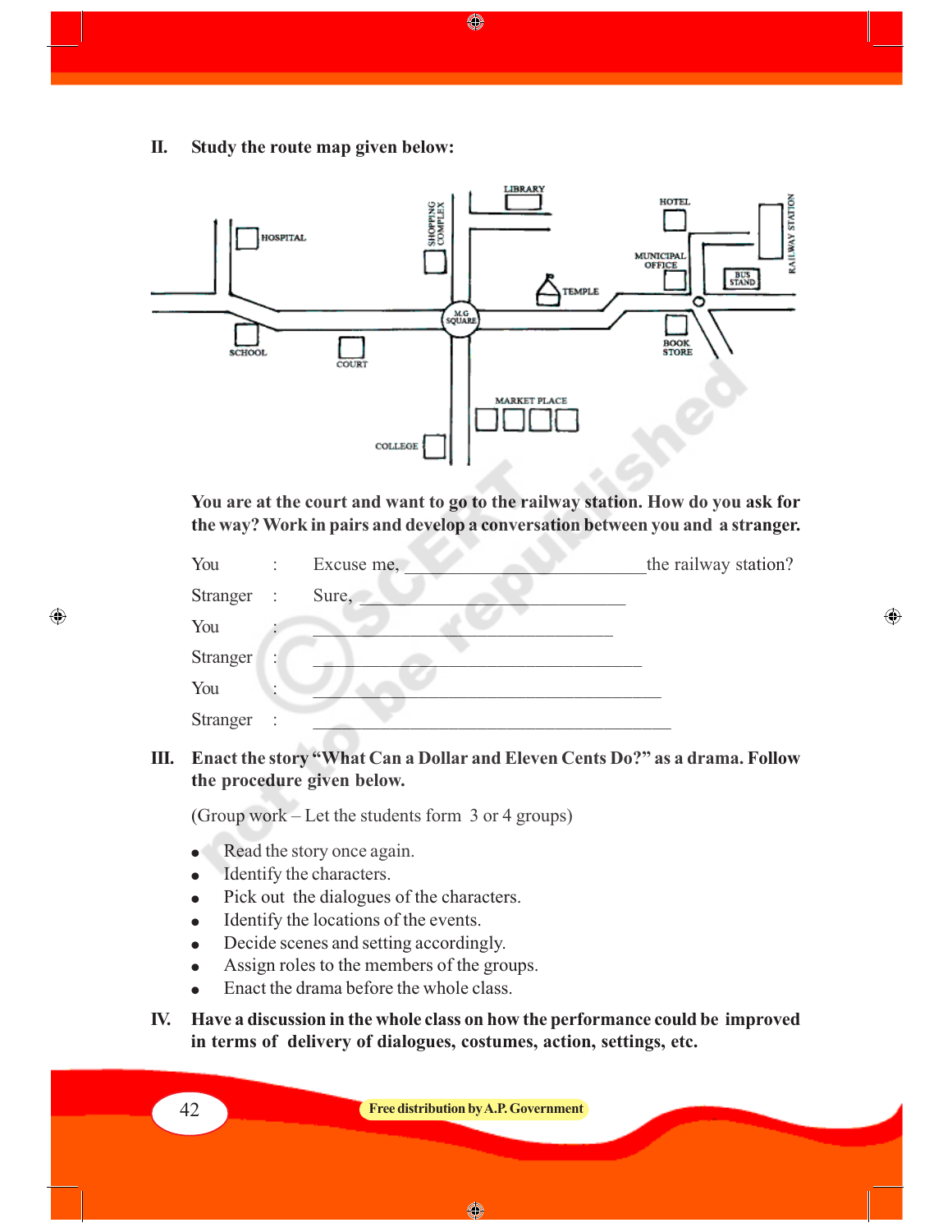**II. Study the route map given below:**

**You are at the court and want to go to the railway station. How do you ask for the way? Work in pairs and develop a conversation between you and a stranger.**

You : Excuse me, ________________________the railway station?

Stranger : Sure, ___________________________

You : ______________________________

Stranger : _________________________________

You : ___________________________________

Stranger : ____________________________________

**III. Enact the story "What Can a Dollar and Eleven Cents Do?" as a drama. Follow the procedure given below.**

(Group work – Let the students form 3 or 4 groups)

- Read the story once again.
- Identify the characters.
- Pick out the dialogues of the characters.
- Identify the locations of the events.
- Decide scenes and setting accordingly.
- Assign roles to the members of the groups.
- Enact the drama before the whole class.

**IV. Have a discussion in the whole class on how the performance could be improved in terms of delivery of dialogues, costumes, action, settings, etc.**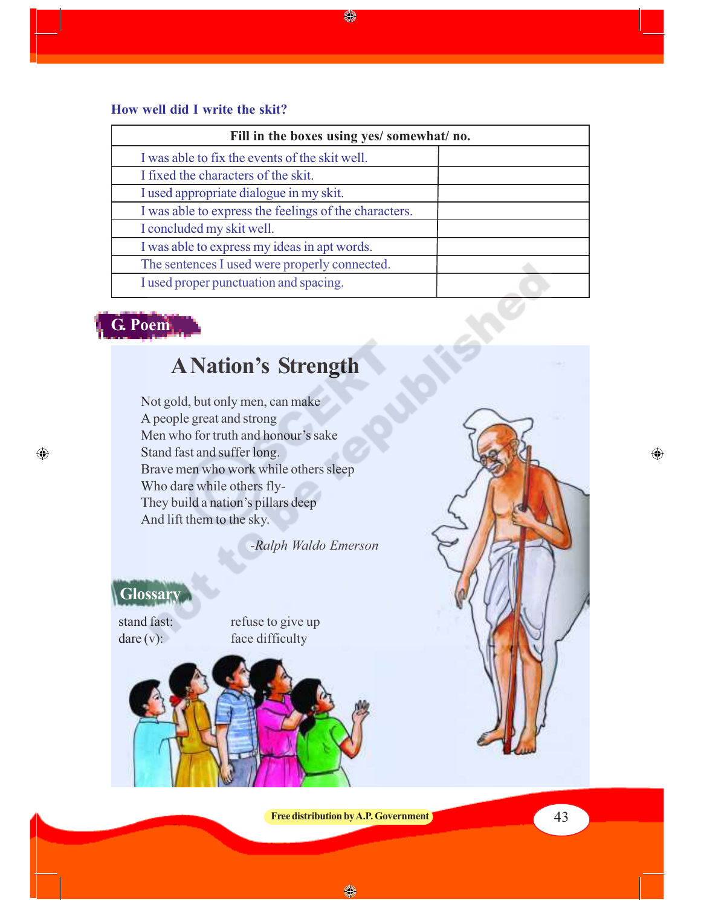### How well did I write the skit?

| Fill in the boxes using yes/ somewhat/ no. | |
|---|---|
| I was able to fix the events of the skit well. | |
| I fixed the characters of the skit. | |
| I used appropriate dialogue in my skit. | |
| I was able to express the feelings of the characters. | |
| I concluded my skit well. | |
| I was able to express my ideas in apt words. | |
| The sentences I used were properly connected. | |
| I used proper punctuation and spacing. | |

## G. Poem

### A Nation's Strength

Not gold, but only men, can make
A people great and strong
Men who for truth and honour's sake
Stand fast and suffer long.
Brave men who work while others sleep
Who dare while others fly-
They build a nation's pillars deep
And lift them to the sky.

*-Ralph Waldo Emerson*

### Glossary

stand fast: refuse to give up
dare (v): face difficulty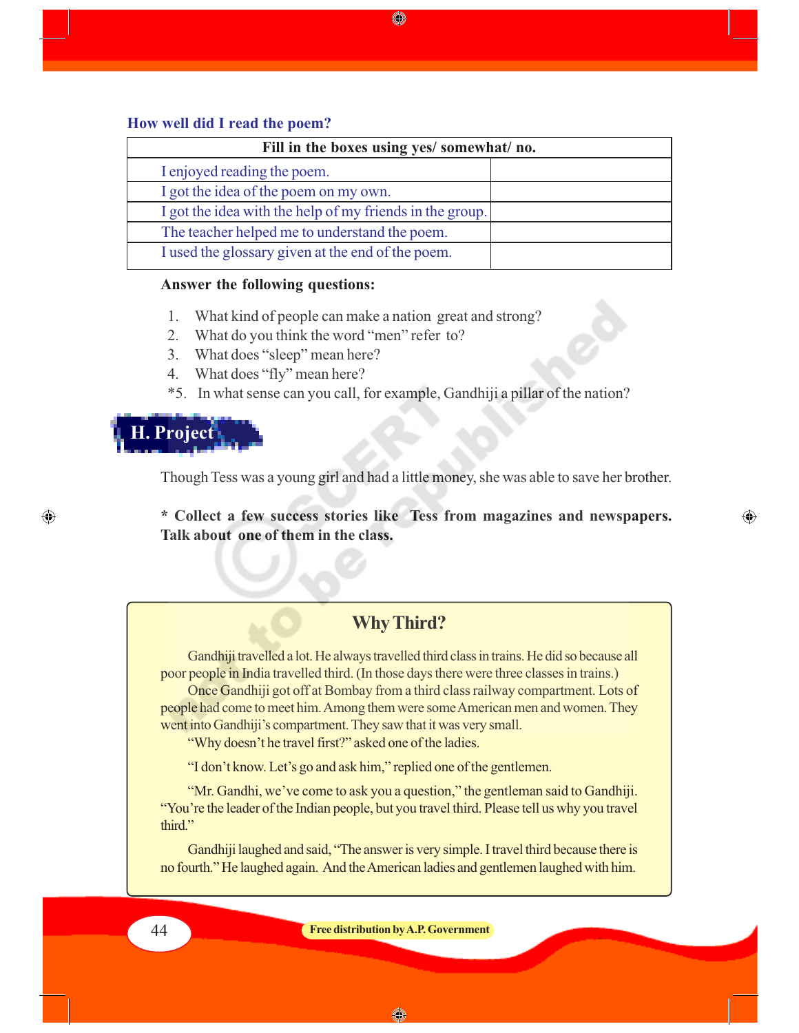### How well did I read the poem?

| Fill in the boxes using yes/ somewhat/ no. | |
|---|---|
| I enjoyed reading the poem. | |
| I got the idea of the poem on my own. | |
| I got the idea with the help of my friends in the group. | |
| The teacher helped me to understand the poem. | |
| I used the glossary given at the end of the poem. | |

**Answer the following questions:**

1. What kind of people can make a nation great and strong?
2. What do you think the word "men" refer to?
3. What does "sleep" mean here?
4. What does "fly" mean here?

*5. In what sense can you call, for example, Gandhiji a pillar of the nation?

## H. Project

Though Tess was a young girl and had a little money, she was able to save her brother.

**\* Collect a few success stories like Tess from magazines and newspapers. Talk about one of them in the class.**

### Why Third?

Gandhiji travelled a lot. He always travelled third class in trains. He did so because all poor people in India travelled third. (In those days there were three classes in trains.)

Once Gandhiji got off at Bombay from a third class railway compartment. Lots of people had come to meet him. Among them were some American men and women. They went into Gandhiji's compartment. They saw that it was very small.

"Why doesn't he travel first?" asked one of the ladies.

"I don't know. Let's go and ask him," replied one of the gentlemen.

"Mr. Gandhi, we've come to ask you a question," the gentleman said to Gandhiji. "You're the leader of the Indian people, but you travel third. Please tell us why you travel third."

Gandhiji laughed and said, "The answer is very simple. I travel third because there is no fourth." He laughed again. And the American ladies and gentlemen laughed with him.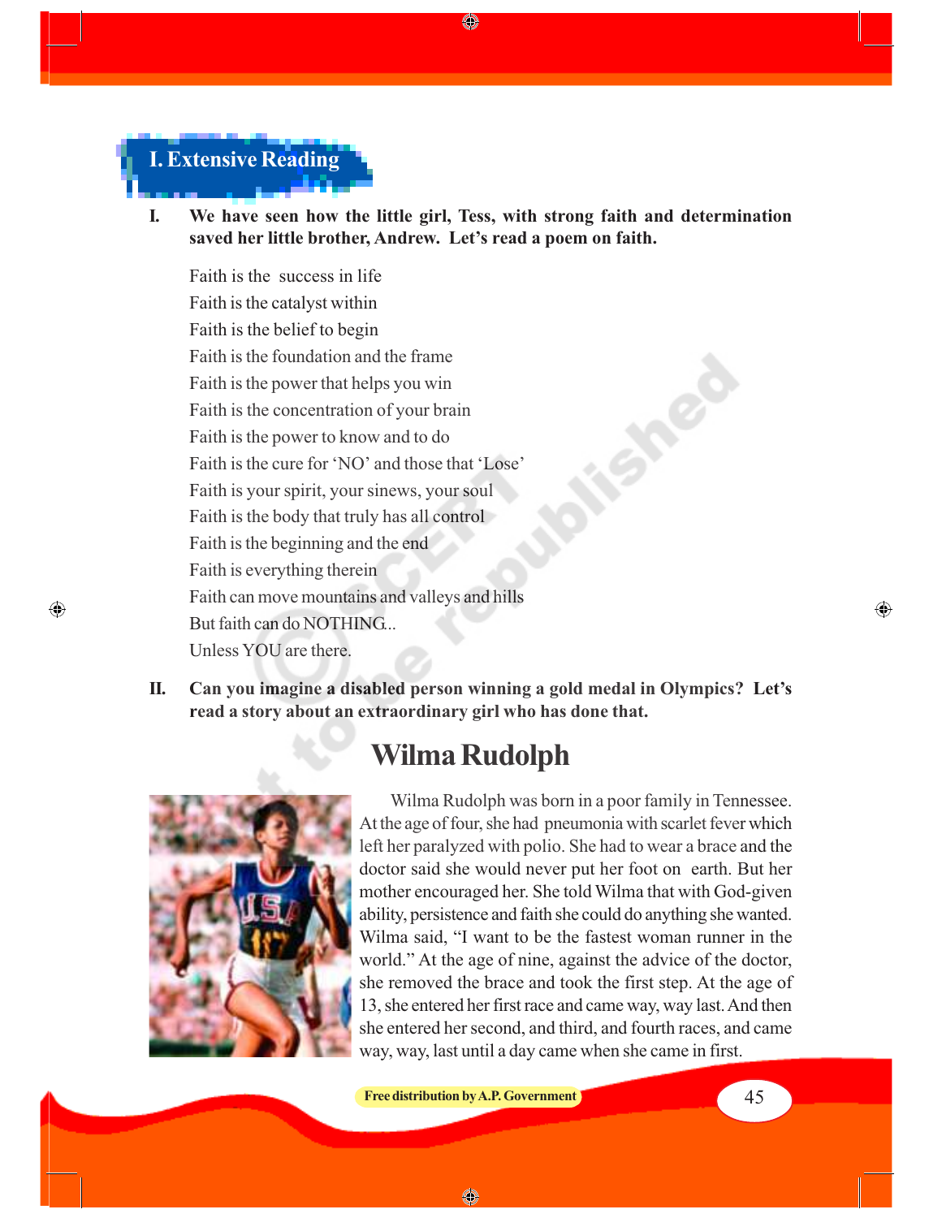## I. Extensive Reading

**I. We have seen how the little girl, Tess, with strong faith and determination saved her little brother, Andrew. Let's read a poem on faith.**

Faith is the success in life
Faith is the catalyst within
Faith is the belief to begin
Faith is the foundation and the frame
Faith is the power that helps you win
Faith is the concentration of your brain
Faith is the power to know and to do
Faith is the cure for 'NO' and those that 'Lose'
Faith is your spirit, your sinews, your soul
Faith is the body that truly has all control
Faith is the beginning and the end
Faith is everything therein
Faith can move mountains and valleys and hills
But faith can do NOTHING...
Unless YOU are there.

**II. Can you imagine a disabled person winning a gold medal in Olympics? Let's read a story about an extraordinary girl who has done that.**

# Wilma Rudolph

Wilma Rudolph was born in a poor family in Tennessee. At the age of four, she had pneumonia with scarlet fever which left her paralyzed with polio. She had to wear a brace and the doctor said she would never put her foot on earth. But her mother encouraged her. She told Wilma that with God-given ability, persistence and faith she could do anything she wanted. Wilma said, "I want to be the fastest woman runner in the world." At the age of nine, against the advice of the doctor, she removed the brace and took the first step. At the age of 13, she entered her first race and came way, way last. And then she entered her second, and third, and fourth races, and came way, way, last until a day came when she came in first.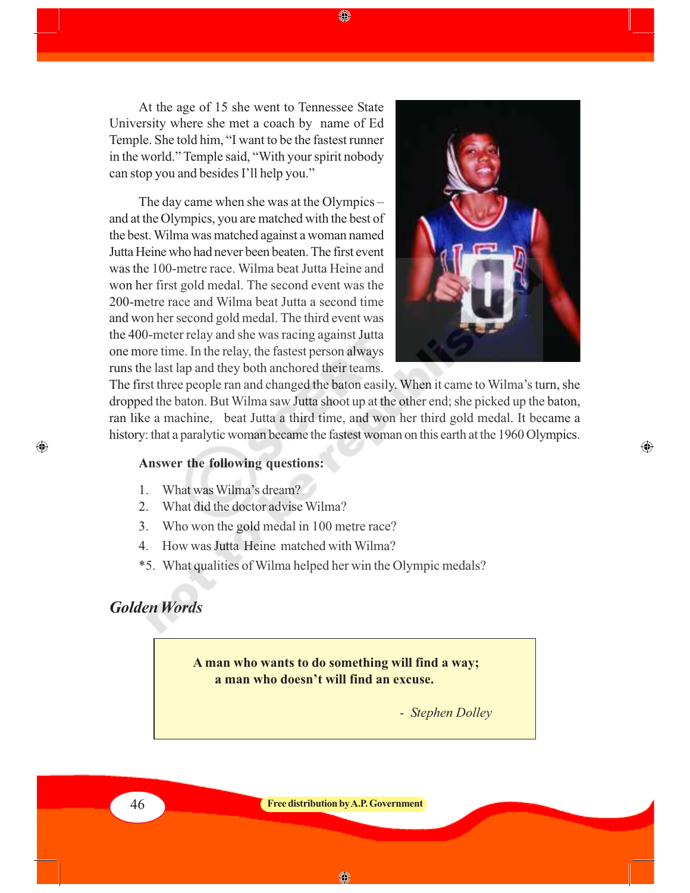At the age of 15 she went to Tennessee State University where she met a coach by name of Ed Temple. She told him, "I want to be the fastest runner in the world." Temple said, "With your spirit nobody can stop you and besides I'll help you."

The day came when she was at the Olympics – and at the Olympics, you are matched with the best of the best. Wilma was matched against a woman named Jutta Heine who had never been beaten. The first event was the 100-metre race. Wilma beat Jutta Heine and won her first gold medal. The second event was the 200-metre race and Wilma beat Jutta a second time and won her second gold medal. The third event was the 400-meter relay and she was racing against Jutta one more time. In the relay, the fastest person always runs the last lap and they both anchored their teams. The first three people ran and changed the baton easily. When it came to Wilma's turn, she dropped the baton. But Wilma saw Jutta shoot up at the other end; she picked up the baton, ran like a machine, beat Jutta a third time, and won her third gold medal. It became a history: that a paralytic woman became the fastest woman on this earth at the 1960 Olympics.

**Answer the following questions:**

1. What was Wilma's dream?
2. What did the doctor advise Wilma?
3. Who won the gold medal in 100 metre race?
4. How was Jutta Heine matched with Wilma?

*5. What qualities of Wilma helped her win the Olympic medals?

## *Golden Words*

**A man who wants to do something will find a way;**
**a man who doesn't will find an excuse.**

- *Stephen Dolley*